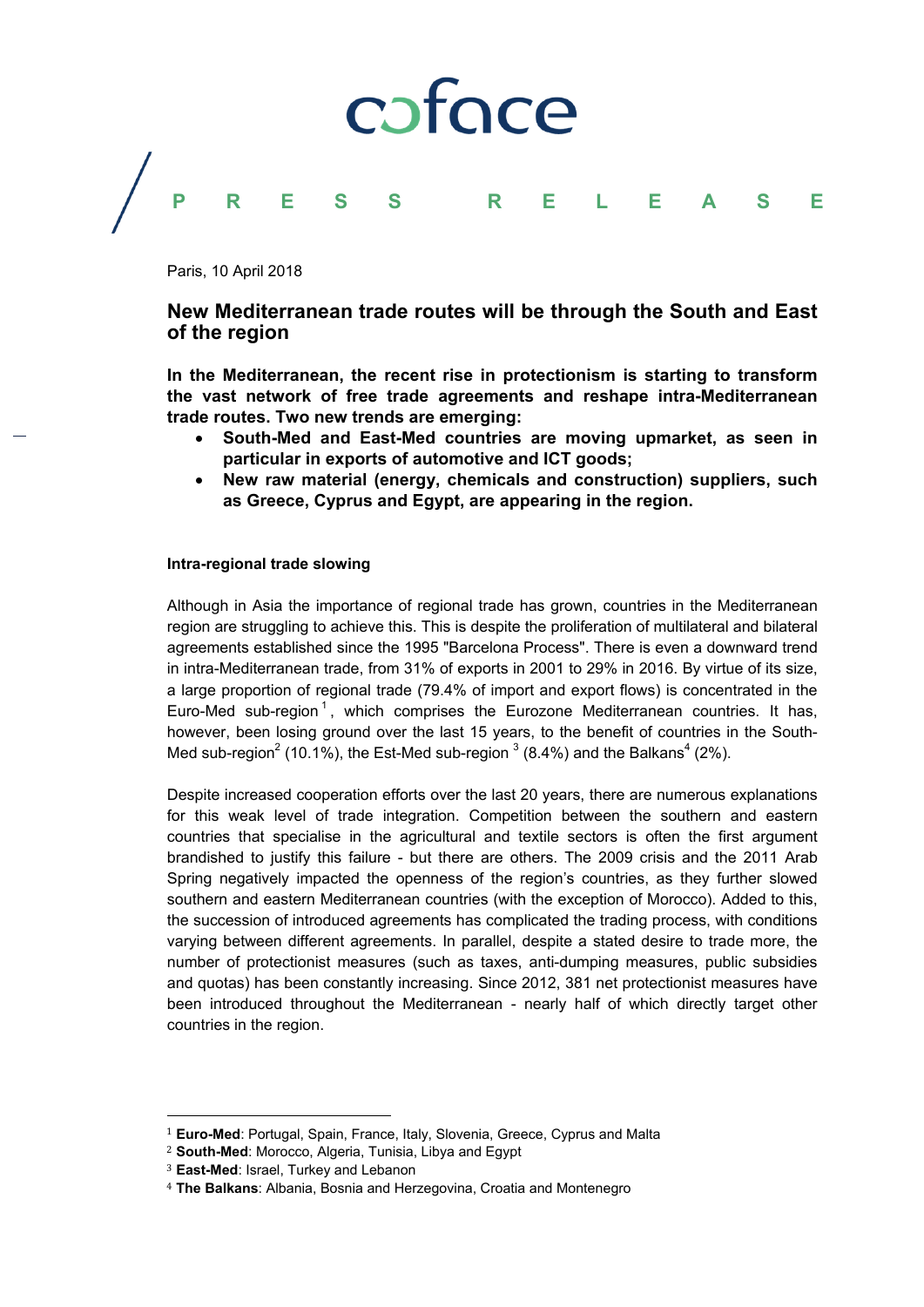coface

PRESS RELEASE

Paris, 10 April 2018

# New Mediterranean trade routes will be through the South and East of the region

**In the Mediterranean, the recent rise in protectionism is starting to transform the vast network of free trade agreements and reshape intra-Mediterranean trade routes. Two new trends are emerging:**

- **South-Med and East-Med countries are moving upmarket, as seen in particular in exports of automotive and ICT goods;**
- **New raw material (energy, chemicals and construction) suppliers, such as Greece, Cyprus and Egypt, are appearing in the region.**

### Intra-regional trade slowing

Although in Asia the importance of regional trade has grown, countries in the Mediterranean region are struggling to achieve this. This is despite the proliferation of multilateral and bilateral agreements established since the 1995 "Barcelona Process". There is even a downward trend in intra-Mediterranean trade, from 31% of exports in 2001 to 29% in 2016. By virtue of its size, a large proportion of regional trade (79.4% of import and export flows) is concentrated in the Euro-Med sub-region [1], which comprises the Eurozone Mediterranean countries. It has, however, been losing ground over the last 15 years, to the benefit of countries in the South-Med sub-region[2] (10.1%), the Est-Med sub-region [3] (8.4%) and the Balkans[4] (2%).

Despite increased cooperation efforts over the last 20 years, there are numerous explanations for this weak level of trade integration. Competition between the southern and eastern countries that specialise in the agricultural and textile sectors is often the first argument brandished to justify this failure - but there are others. The 2009 crisis and the 2011 Arab Spring negatively impacted the openness of the region's countries, as they further slowed southern and eastern Mediterranean countries (with the exception of Morocco). Added to this, the succession of introduced agreements has complicated the trading process, with conditions varying between different agreements. In parallel, despite a stated desire to trade more, the number of protectionist measures (such as taxes, anti-dumping measures, public subsidies and quotas) has been constantly increasing. Since 2012, 381 net protectionist measures have been introduced throughout the Mediterranean - nearly half of which directly target other countries in the region.

---

[1] **Euro-Med**: Portugal, Spain, France, Italy, Slovenia, Greece, Cyprus and Malta

[2] **South-Med**: Morocco, Algeria, Tunisia, Libya and Egypt

[3] **East-Med**: Israel, Turkey and Lebanon

[4] **The Balkans**: Albania, Bosnia and Herzegovina, Croatia and Montenegro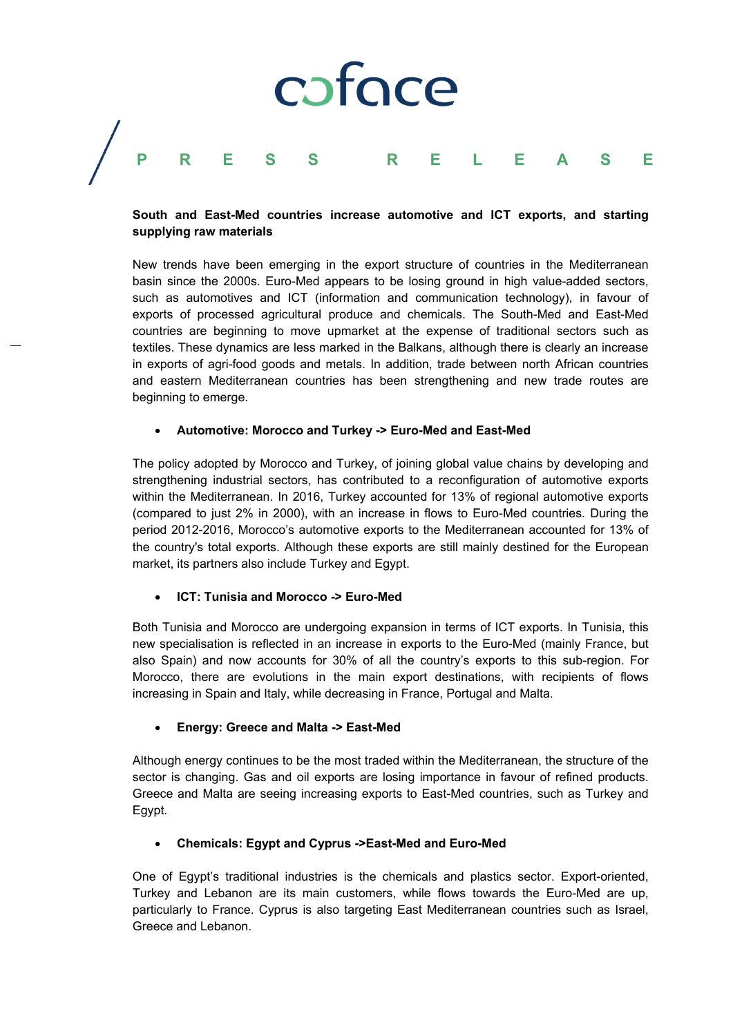**South and East-Med countries increase automotive and ICT exports, and starting supplying raw materials**

New trends have been emerging in the export structure of countries in the Mediterranean basin since the 2000s. Euro-Med appears to be losing ground in high value-added sectors, such as automotives and ICT (information and communication technology), in favour of exports of processed agricultural produce and chemicals. The South-Med and East-Med countries are beginning to move upmarket at the expense of traditional sectors such as textiles. These dynamics are less marked in the Balkans, although there is clearly an increase in exports of agri-food goods and metals. In addition, trade between north African countries and eastern Mediterranean countries has been strengthening and new trade routes are beginning to emerge.

- **Automotive: Morocco and Turkey -> Euro-Med and East-Med**

The policy adopted by Morocco and Turkey, of joining global value chains by developing and strengthening industrial sectors, has contributed to a reconfiguration of automotive exports within the Mediterranean. In 2016, Turkey accounted for 13% of regional automotive exports (compared to just 2% in 2000), with an increase in flows to Euro-Med countries. During the period 2012-2016, Morocco's automotive exports to the Mediterranean accounted for 13% of the country's total exports. Although these exports are still mainly destined for the European market, its partners also include Turkey and Egypt.

- **ICT: Tunisia and Morocco -> Euro-Med**

Both Tunisia and Morocco are undergoing expansion in terms of ICT exports. In Tunisia, this new specialisation is reflected in an increase in exports to the Euro-Med (mainly France, but also Spain) and now accounts for 30% of all the country's exports to this sub-region. For Morocco, there are evolutions in the main export destinations, with recipients of flows increasing in Spain and Italy, while decreasing in France, Portugal and Malta.

- **Energy: Greece and Malta -> East-Med**

Although energy continues to be the most traded within the Mediterranean, the structure of the sector is changing. Gas and oil exports are losing importance in favour of refined products. Greece and Malta are seeing increasing exports to East-Med countries, such as Turkey and Egypt.

- **Chemicals: Egypt and Cyprus ->East-Med and Euro-Med**

One of Egypt's traditional industries is the chemicals and plastics sector. Export-oriented, Turkey and Lebanon are its main customers, while flows towards the Euro-Med are up, particularly to France. Cyprus is also targeting East Mediterranean countries such as Israel, Greece and Lebanon.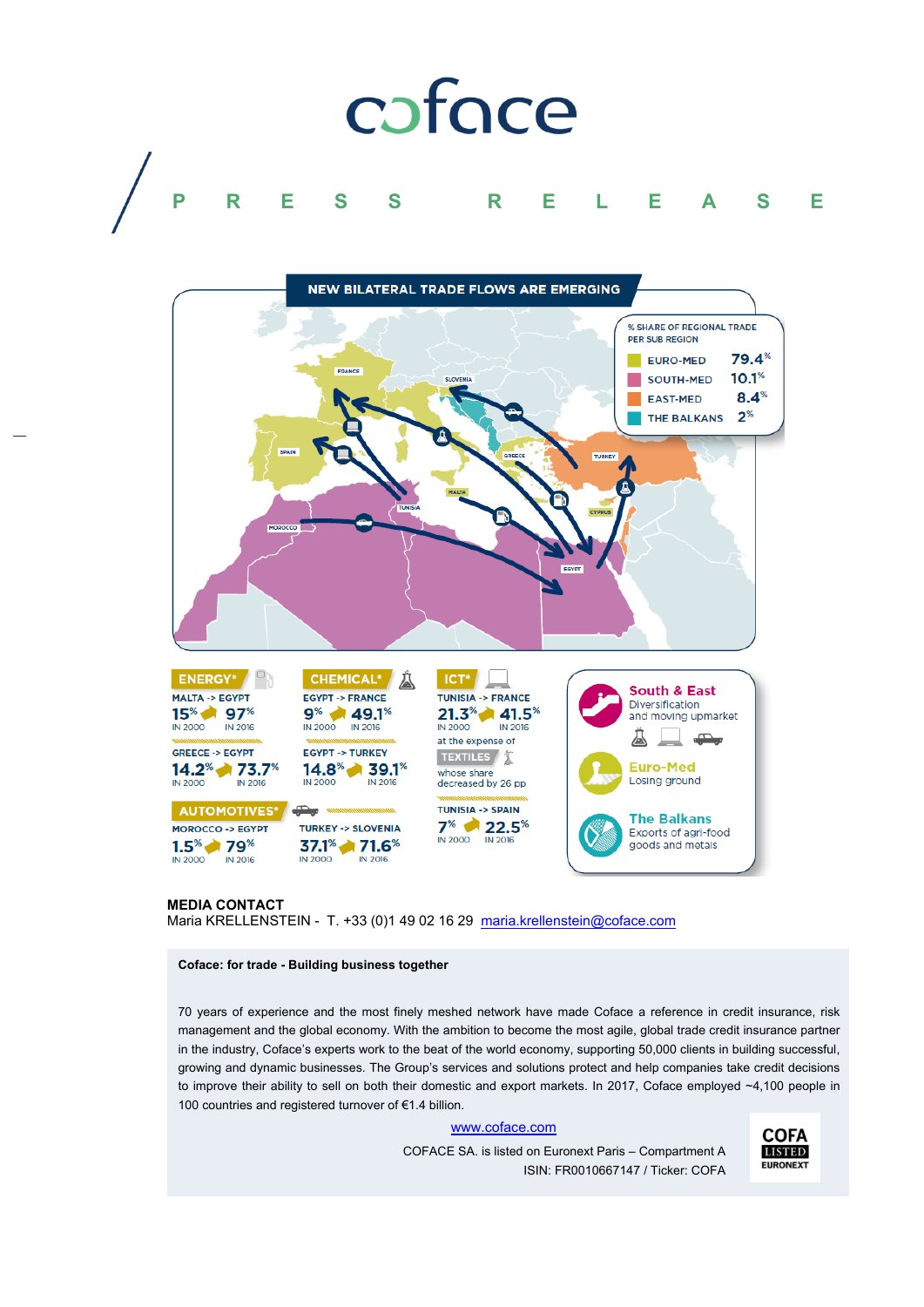coface

PRESS RELEASE

NEW BILATERAL TRADE FLOWS ARE EMERGING

% SHARE OF REGIONAL TRADE PER SUB REGION

EURO-MED 79.4%

SOUTH-MED 10.1%

EAST-MED 8.4%

THE BALKANS 2%

FRANCE
SLOVENIA
SPAIN
GREECE
TURKEY
MALTA
TUNISIA
MOROCCO
CYPRUS
EGYPT

ENERGY*

MALTA -> EGYPT
15% IN 2000 97% IN 2016

GREECE -> EGYPT
14.2% IN 2000 73.7% IN 2016

AUTOMOTIVES*

MOROCCO -> EGYPT
1.5% IN 2000 79% IN 2016

CHEMICAL*

EGYPT -> FRANCE
9% IN 2000 49.1% IN 2016

EGYPT -> TURKEY
14.8% IN 2000 39.1% IN 2016

TURKEY -> SLOVENIA
37.1% IN 2000 71.6% IN 2016

ICT*

TUNISIA -> FRANCE
21.3% IN 2000 41.5% IN 2016

at the expense of TEXTILES whose share decreased by 26 pp

TUNISIA -> SPAIN
7% IN 2000 22.5% IN 2016

South & East
Diversification and moving upmarket

Euro-Med
Losing ground

The Balkans
Exports of agri-food goods and metals

**MEDIA CONTACT**
Maria KRELLENSTEIN - T. +33 (0)1 49 02 16 29 maria.krellenstein@coface.com

**Coface: for trade - Building business together**

70 years of experience and the most finely meshed network have made Coface a reference in credit insurance, risk management and the global economy. With the ambition to become the most agile, global trade credit insurance partner in the industry, Coface's experts work to the beat of the world economy, supporting 50,000 clients in building successful, growing and dynamic businesses. The Group's services and solutions protect and help companies take credit decisions to improve their ability to sell on both their domestic and export markets. In 2017, Coface employed ~4,100 people in 100 countries and registered turnover of €1.4 billion.

www.coface.com

COFACE SA. is listed on Euronext Paris – Compartment A
ISIN: FR0010667147 / Ticker: COFA

COFA LISTED EURONEXT